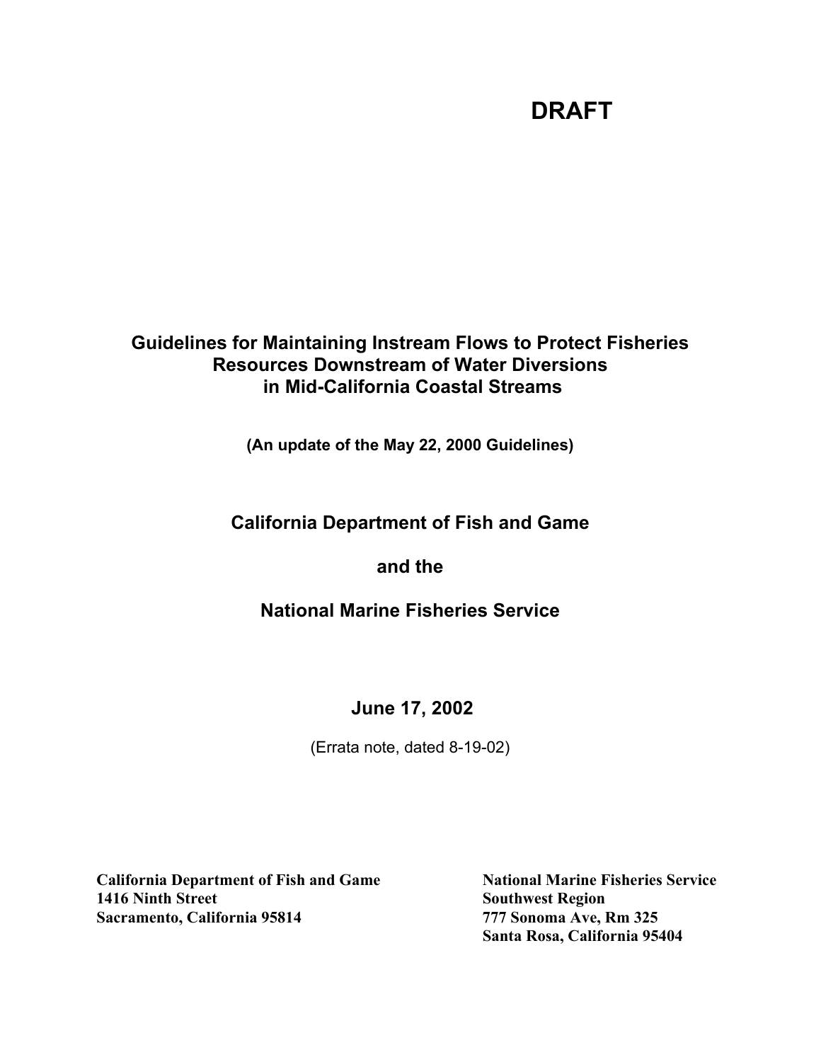# DRAFT

## Guidelines for Maintaining Instream Flows to Protect Fisheries Resources Downstream of Water Diversions in Mid-California Coastal Streams

**(An update of the May 22, 2000 Guidelines)**

**California Department of Fish and Game**

**and the**

**National Marine Fisheries Service**

**June 17, 2002**

(Errata note, dated 8-19-02)

**California Department of Fish and Game**
**1416 Ninth Street**
**Sacramento, California 95814**

**National Marine Fisheries Service**
**Southwest Region**
**777 Sonoma Ave, Rm 325**
**Santa Rosa, California 95404**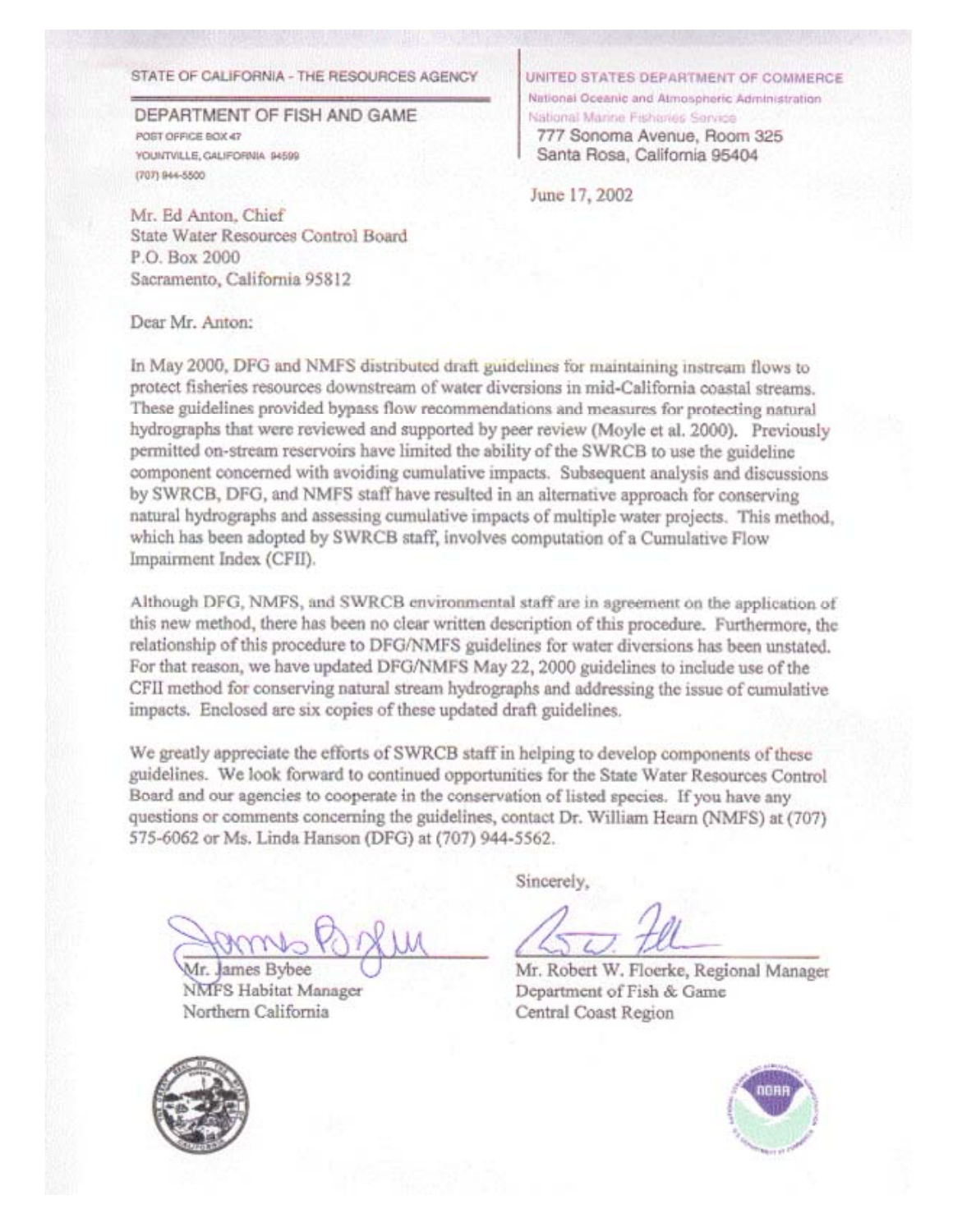STATE OF CALIFORNIA - THE RESOURCES AGENCY

DEPARTMENT OF FISH AND GAME
POST OFFICE BOX 47
YOUNTVILLE, CALIFORNIA 94599
(707) 944-5500

UNITED STATES DEPARTMENT OF COMMERCE
National Oceanic and Atmospheric Administration
National Marine Fisheries Service
777 Sonoma Avenue, Room 325
Santa Rosa, California 95404

June 17, 2002

Mr. Ed Anton, Chief
State Water Resources Control Board
P.O. Box 2000
Sacramento, California 95812

Dear Mr. Anton:

In May 2000, DFG and NMFS distributed draft guidelines for maintaining instream flows to protect fisheries resources downstream of water diversions in mid-California coastal streams. These guidelines provided bypass flow recommendations and measures for protecting natural hydrographs that were reviewed and supported by peer review (Moyle et al. 2000). Previously permitted on-stream reservoirs have limited the ability of the SWRCB to use the guideline component concerned with avoiding cumulative impacts. Subsequent analysis and discussions by SWRCB, DFG, and NMFS staff have resulted in an alternative approach for conserving natural hydrographs and assessing cumulative impacts of multiple water projects. This method, which has been adopted by SWRCB staff, involves computation of a Cumulative Flow Impairment Index (CFII).

Although DFG, NMFS, and SWRCB environmental staff are in agreement on the application of this new method, there has been no clear written description of this procedure. Furthermore, the relationship of this procedure to DFG/NMFS guidelines for water diversions has been unstated. For that reason, we have updated DFG/NMFS May 22, 2000 guidelines to include use of the CFII method for conserving natural stream hydrographs and addressing the issue of cumulative impacts. Enclosed are six copies of these updated draft guidelines.

We greatly appreciate the efforts of SWRCB staff in helping to develop components of these guidelines. We look forward to continued opportunities for the State Water Resources Control Board and our agencies to cooperate in the conservation of listed species. If you have any questions or comments concerning the guidelines, contact Dr. William Hearn (NMFS) at (707) 575-6062 or Ms. Linda Hanson (DFG) at (707) 944-5562.

Sincerely,

Mr. James Bybee
NMFS Habitat Manager
Northern California

Mr. Robert W. Floerke, Regional Manager
Department of Fish & Game
Central Coast Region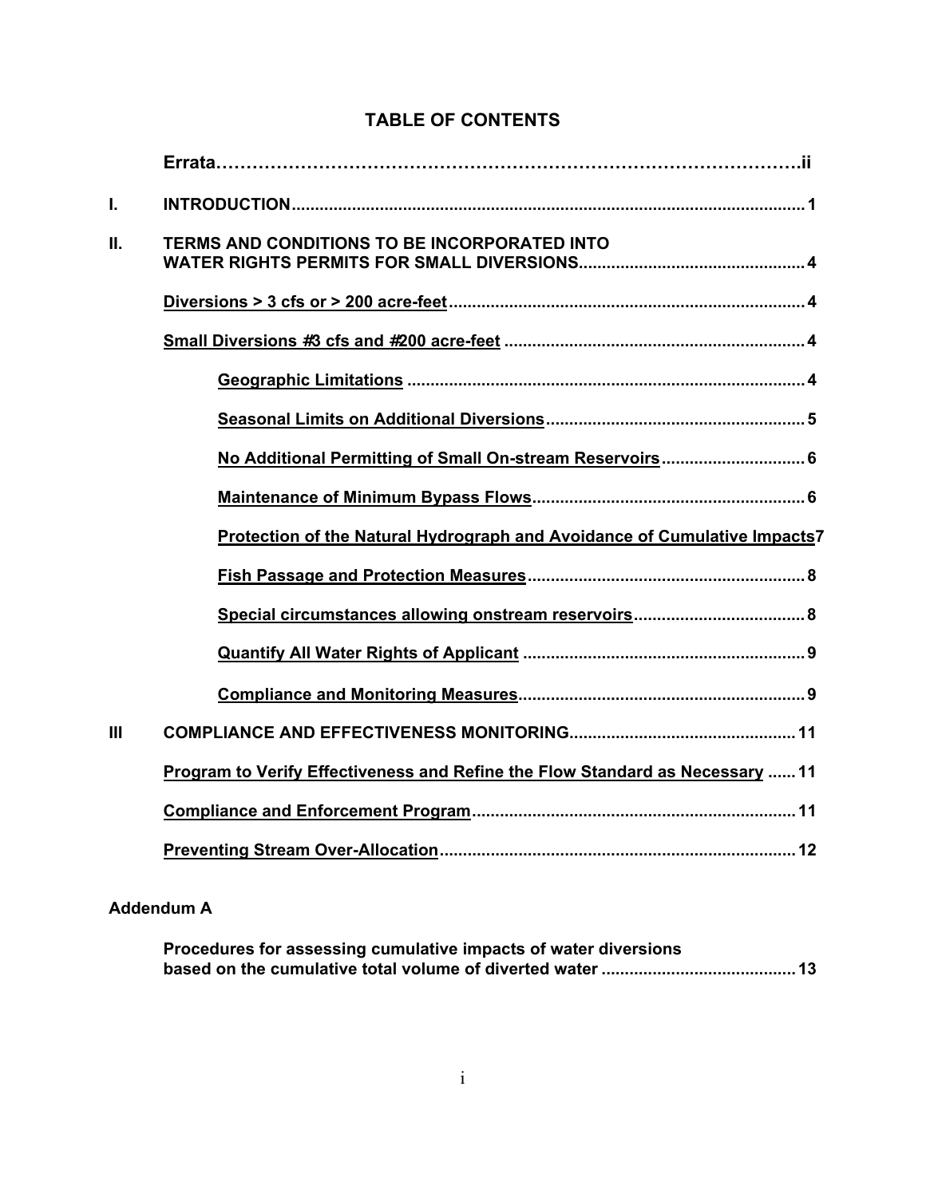# TABLE OF CONTENTS

| | | |
|---|---|---|
| | **Errata** | **ii** |
| **I.** | **INTRODUCTION** | **1** |
| **II.** | **TERMS AND CONDITIONS TO BE INCORPORATED INTO WATER RIGHTS PERMITS FOR SMALL DIVERSIONS** | **4** |
| | **Diversions > 3 cfs or > 200 acre-feet** | **4** |
| | **Small Diversions #3 cfs and #200 acre-feet** | **4** |
| | &nbsp;&nbsp;&nbsp;&nbsp;**Geographic Limitations** | **4** |
| | &nbsp;&nbsp;&nbsp;&nbsp;**Seasonal Limits on Additional Diversions** | **5** |
| | &nbsp;&nbsp;&nbsp;&nbsp;**No Additional Permitting of Small On-stream Reservoirs** | **6** |
| | &nbsp;&nbsp;&nbsp;&nbsp;**Maintenance of Minimum Bypass Flows** | **6** |
| | &nbsp;&nbsp;&nbsp;&nbsp;**Protection of the Natural Hydrograph and Avoidance of Cumulative Impacts** | **7** |
| | &nbsp;&nbsp;&nbsp;&nbsp;**Fish Passage and Protection Measures** | **8** |
| | &nbsp;&nbsp;&nbsp;&nbsp;**Special circumstances allowing onstream reservoirs** | **8** |
| | &nbsp;&nbsp;&nbsp;&nbsp;**Quantify All Water Rights of Applicant** | **9** |
| | &nbsp;&nbsp;&nbsp;&nbsp;**Compliance and Monitoring Measures** | **9** |
| **III** | **COMPLIANCE AND EFFECTIVENESS MONITORING** | **11** |
| | **Program to Verify Effectiveness and Refine the Flow Standard as Necessary** | **11** |
| | **Compliance and Enforcement Program** | **11** |
| | **Preventing Stream Over-Allocation** | **12** |

**Addendum A**

| | |
|---|---|
| **Procedures for assessing cumulative impacts of water diversions based on the cumulative total volume of diverted water** | **13** |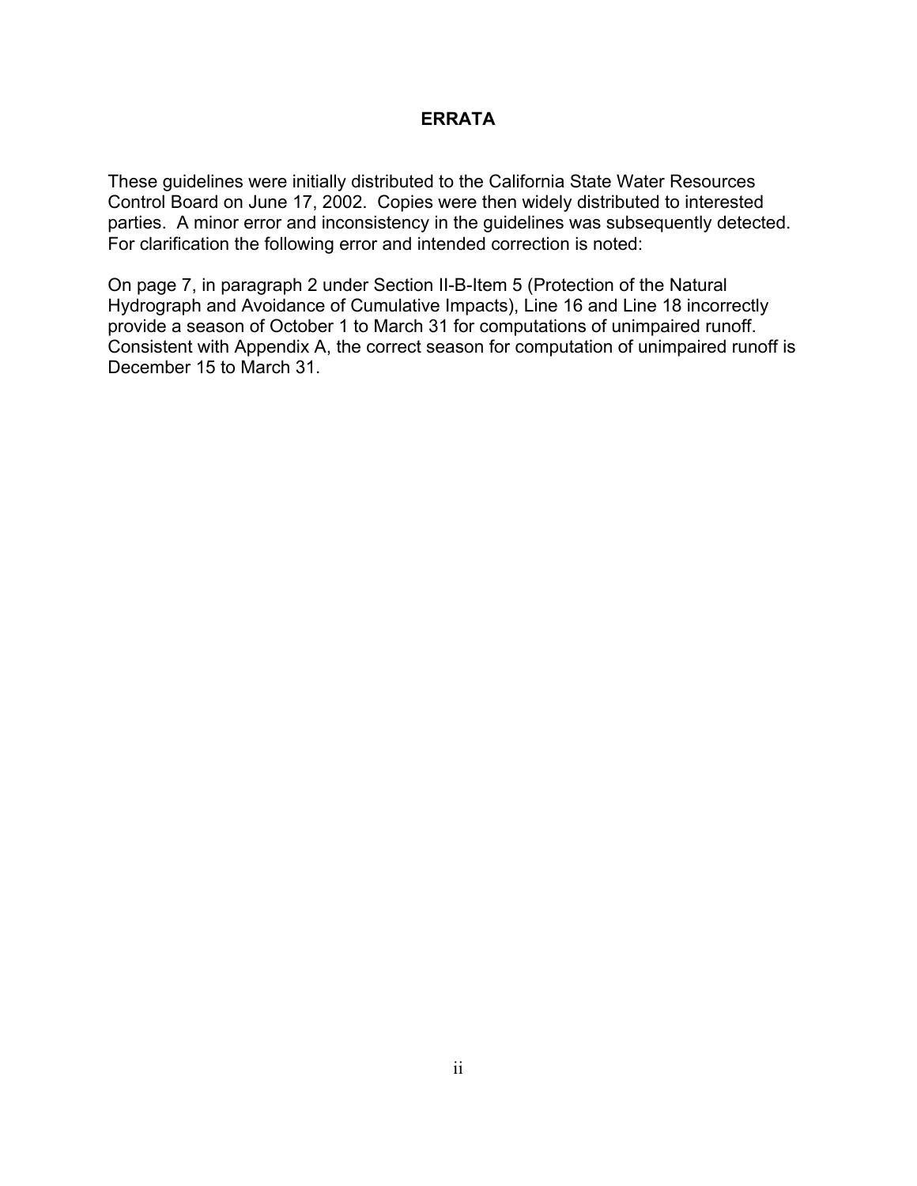## ERRATA

These guidelines were initially distributed to the California State Water Resources Control Board on June 17, 2002. Copies were then widely distributed to interested parties. A minor error and inconsistency in the guidelines was subsequently detected. For clarification the following error and intended correction is noted:

On page 7, in paragraph 2 under Section II-B-Item 5 (Protection of the Natural Hydrograph and Avoidance of Cumulative Impacts), Line 16 and Line 18 incorrectly provide a season of October 1 to March 31 for computations of unimpaired runoff. Consistent with Appendix A, the correct season for computation of unimpaired runoff is December 15 to March 31.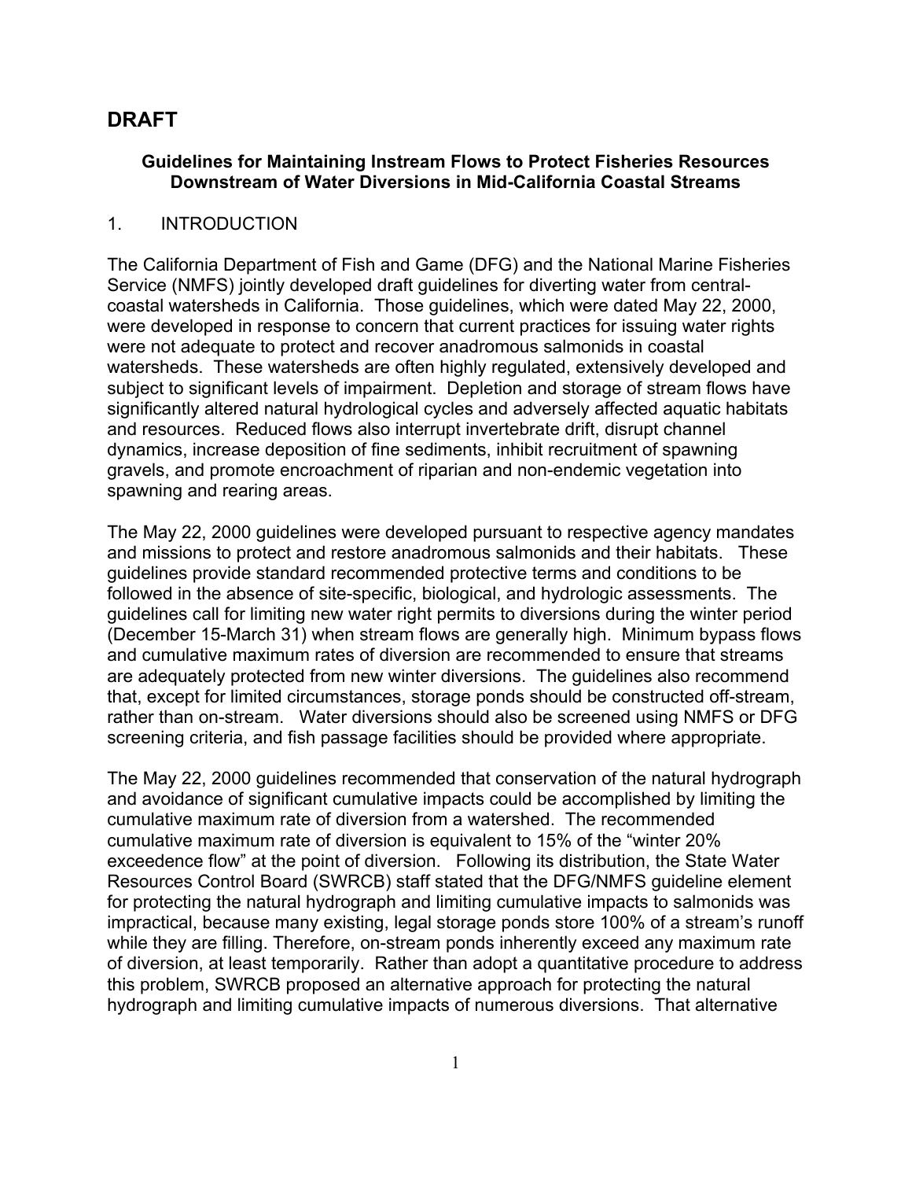# DRAFT

**Guidelines for Maintaining Instream Flows to Protect Fisheries Resources Downstream of Water Diversions in Mid-California Coastal Streams**

## 1. INTRODUCTION

The California Department of Fish and Game (DFG) and the National Marine Fisheries Service (NMFS) jointly developed draft guidelines for diverting water from central-coastal watersheds in California. Those guidelines, which were dated May 22, 2000, were developed in response to concern that current practices for issuing water rights were not adequate to protect and recover anadromous salmonids in coastal watersheds. These watersheds are often highly regulated, extensively developed and subject to significant levels of impairment. Depletion and storage of stream flows have significantly altered natural hydrological cycles and adversely affected aquatic habitats and resources. Reduced flows also interrupt invertebrate drift, disrupt channel dynamics, increase deposition of fine sediments, inhibit recruitment of spawning gravels, and promote encroachment of riparian and non-endemic vegetation into spawning and rearing areas.

The May 22, 2000 guidelines were developed pursuant to respective agency mandates and missions to protect and restore anadromous salmonids and their habitats. These guidelines provide standard recommended protective terms and conditions to be followed in the absence of site-specific, biological, and hydrologic assessments. The guidelines call for limiting new water right permits to diversions during the winter period (December 15-March 31) when stream flows are generally high. Minimum bypass flows and cumulative maximum rates of diversion are recommended to ensure that streams are adequately protected from new winter diversions. The guidelines also recommend that, except for limited circumstances, storage ponds should be constructed off-stream, rather than on-stream. Water diversions should also be screened using NMFS or DFG screening criteria, and fish passage facilities should be provided where appropriate.

The May 22, 2000 guidelines recommended that conservation of the natural hydrograph and avoidance of significant cumulative impacts could be accomplished by limiting the cumulative maximum rate of diversion from a watershed. The recommended cumulative maximum rate of diversion is equivalent to 15% of the "winter 20% exceedence flow" at the point of diversion. Following its distribution, the State Water Resources Control Board (SWRCB) staff stated that the DFG/NMFS guideline element for protecting the natural hydrograph and limiting cumulative impacts to salmonids was impractical, because many existing, legal storage ponds store 100% of a stream's runoff while they are filling. Therefore, on-stream ponds inherently exceed any maximum rate of diversion, at least temporarily. Rather than adopt a quantitative procedure to address this problem, SWRCB proposed an alternative approach for protecting the natural hydrograph and limiting cumulative impacts of numerous diversions. That alternative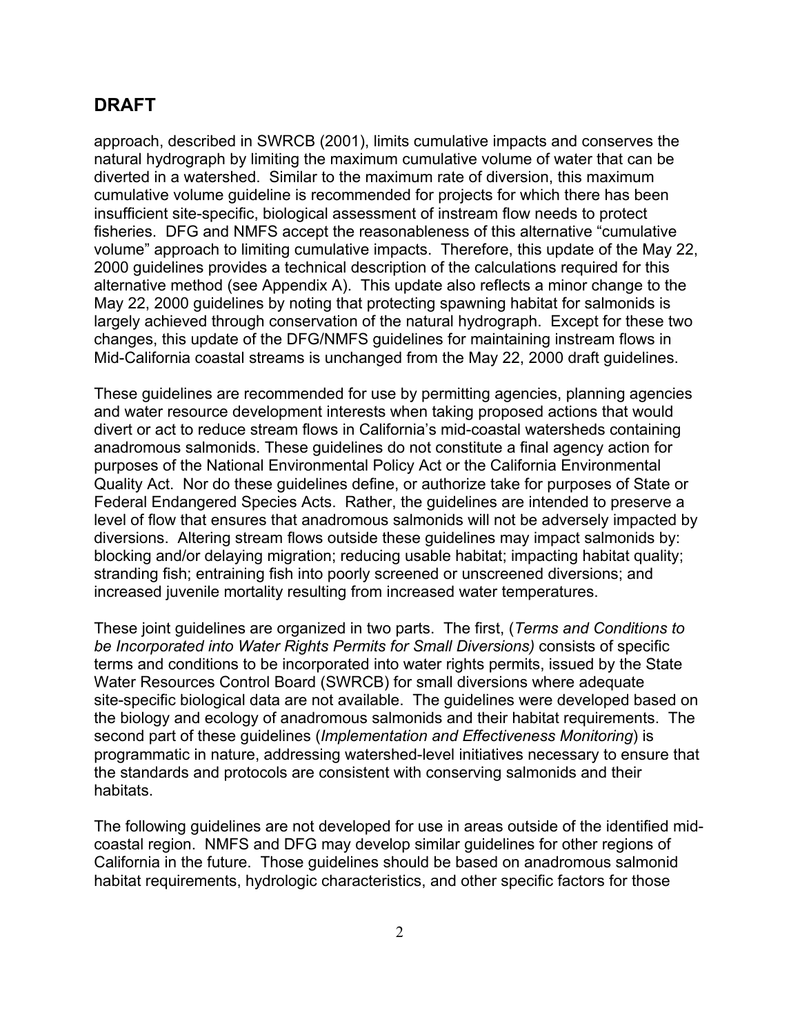## DRAFT

approach, described in SWRCB (2001), limits cumulative impacts and conserves the natural hydrograph by limiting the maximum cumulative volume of water that can be diverted in a watershed. Similar to the maximum rate of diversion, this maximum cumulative volume guideline is recommended for projects for which there has been insufficient site-specific, biological assessment of instream flow needs to protect fisheries. DFG and NMFS accept the reasonableness of this alternative "cumulative volume" approach to limiting cumulative impacts. Therefore, this update of the May 22, 2000 guidelines provides a technical description of the calculations required for this alternative method (see Appendix A). This update also reflects a minor change to the May 22, 2000 guidelines by noting that protecting spawning habitat for salmonids is largely achieved through conservation of the natural hydrograph. Except for these two changes, this update of the DFG/NMFS guidelines for maintaining instream flows in Mid-California coastal streams is unchanged from the May 22, 2000 draft guidelines.

These guidelines are recommended for use by permitting agencies, planning agencies and water resource development interests when taking proposed actions that would divert or act to reduce stream flows in California's mid-coastal watersheds containing anadromous salmonids. These guidelines do not constitute a final agency action for purposes of the National Environmental Policy Act or the California Environmental Quality Act. Nor do these guidelines define, or authorize take for purposes of State or Federal Endangered Species Acts. Rather, the guidelines are intended to preserve a level of flow that ensures that anadromous salmonids will not be adversely impacted by diversions. Altering stream flows outside these guidelines may impact salmonids by: blocking and/or delaying migration; reducing usable habitat; impacting habitat quality; stranding fish; entraining fish into poorly screened or unscreened diversions; and increased juvenile mortality resulting from increased water temperatures.

These joint guidelines are organized in two parts. The first, (*Terms and Conditions to be Incorporated into Water Rights Permits for Small Diversions)* consists of specific terms and conditions to be incorporated into water rights permits, issued by the State Water Resources Control Board (SWRCB) for small diversions where adequate site-specific biological data are not available. The guidelines were developed based on the biology and ecology of anadromous salmonids and their habitat requirements. The second part of these guidelines (*Implementation and Effectiveness Monitoring*) is programmatic in nature, addressing watershed-level initiatives necessary to ensure that the standards and protocols are consistent with conserving salmonids and their habitats.

The following guidelines are not developed for use in areas outside of the identified mid-coastal region. NMFS and DFG may develop similar guidelines for other regions of California in the future. Those guidelines should be based on anadromous salmonid habitat requirements, hydrologic characteristics, and other specific factors for those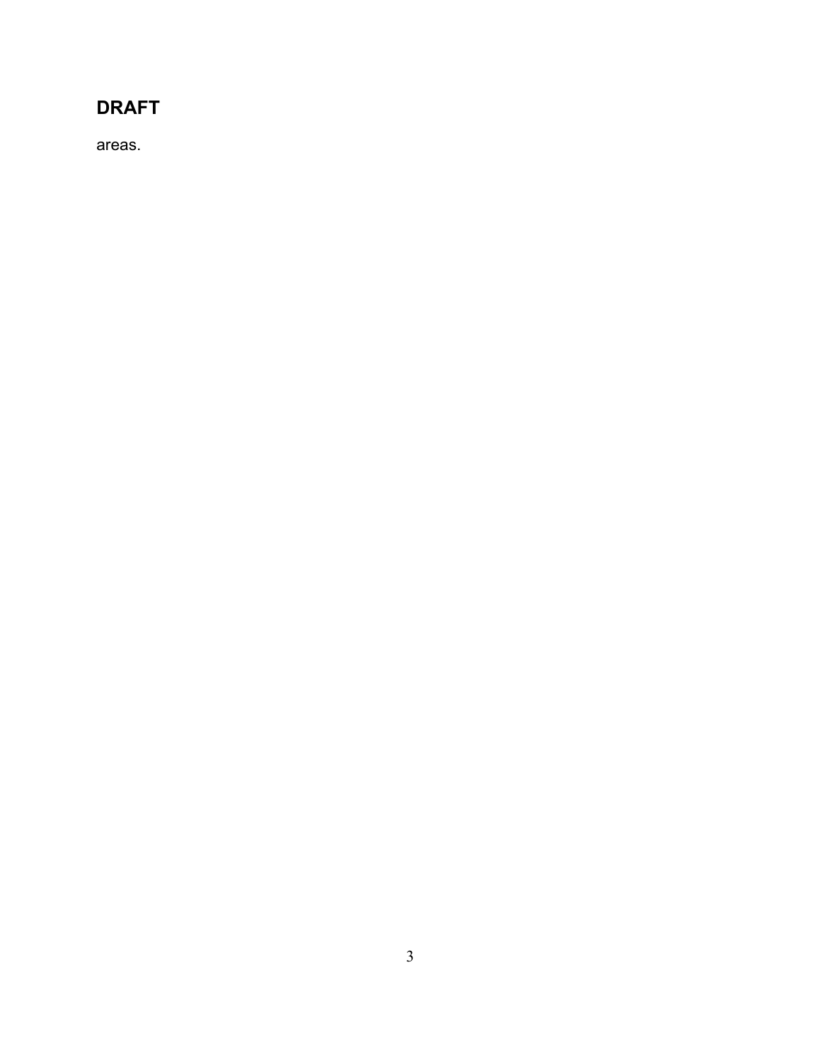areas.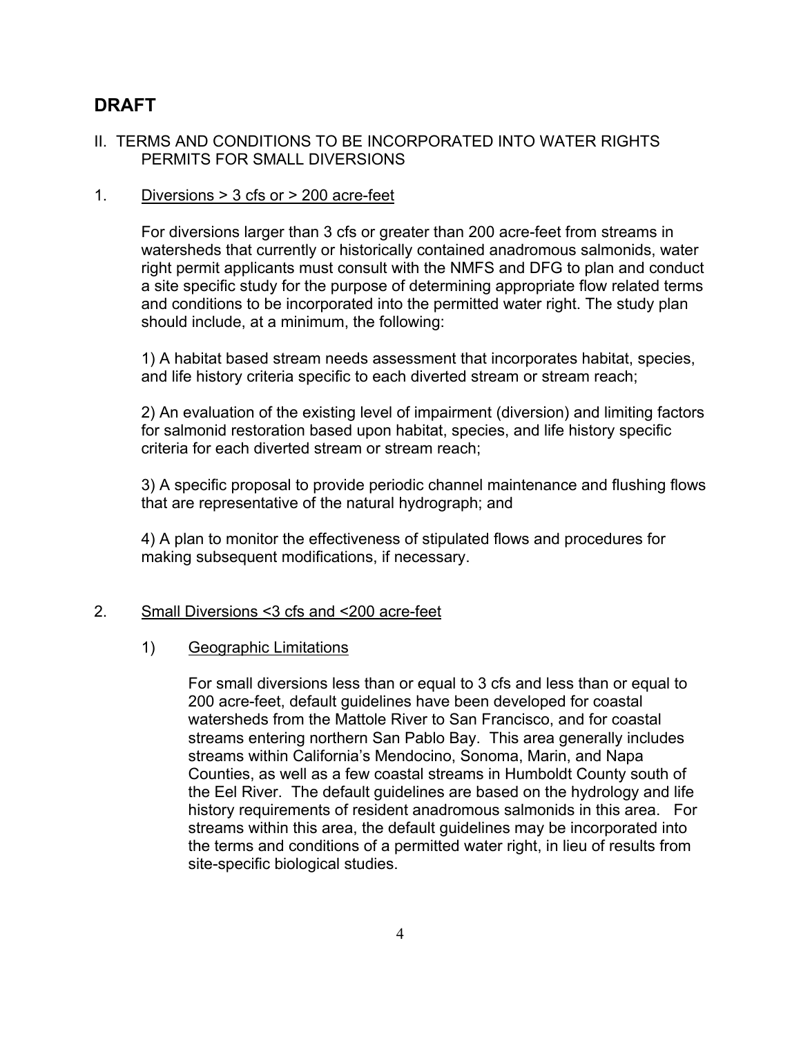# DRAFT

## II. TERMS AND CONDITIONS TO BE INCORPORATED INTO WATER RIGHTS PERMITS FOR SMALL DIVERSIONS

### 1. Diversions > 3 cfs or > 200 acre-feet

For diversions larger than 3 cfs or greater than 200 acre-feet from streams in watersheds that currently or historically contained anadromous salmonids, water right permit applicants must consult with the NMFS and DFG to plan and conduct a site specific study for the purpose of determining appropriate flow related terms and conditions to be incorporated into the permitted water right. The study plan should include, at a minimum, the following:

1) A habitat based stream needs assessment that incorporates habitat, species, and life history criteria specific to each diverted stream or stream reach;

2) An evaluation of the existing level of impairment (diversion) and limiting factors for salmonid restoration based upon habitat, species, and life history specific criteria for each diverted stream or stream reach;

3) A specific proposal to provide periodic channel maintenance and flushing flows that are representative of the natural hydrograph; and

4) A plan to monitor the effectiveness of stipulated flows and procedures for making subsequent modifications, if necessary.

### 2. Small Diversions <3 cfs and <200 acre-feet

#### 1) Geographic Limitations

For small diversions less than or equal to 3 cfs and less than or equal to 200 acre-feet, default guidelines have been developed for coastal watersheds from the Mattole River to San Francisco, and for coastal streams entering northern San Pablo Bay. This area generally includes streams within California's Mendocino, Sonoma, Marin, and Napa Counties, as well as a few coastal streams in Humboldt County south of the Eel River. The default guidelines are based on the hydrology and life history requirements of resident anadromous salmonids in this area. For streams within this area, the default guidelines may be incorporated into the terms and conditions of a permitted water right, in lieu of results from site-specific biological studies.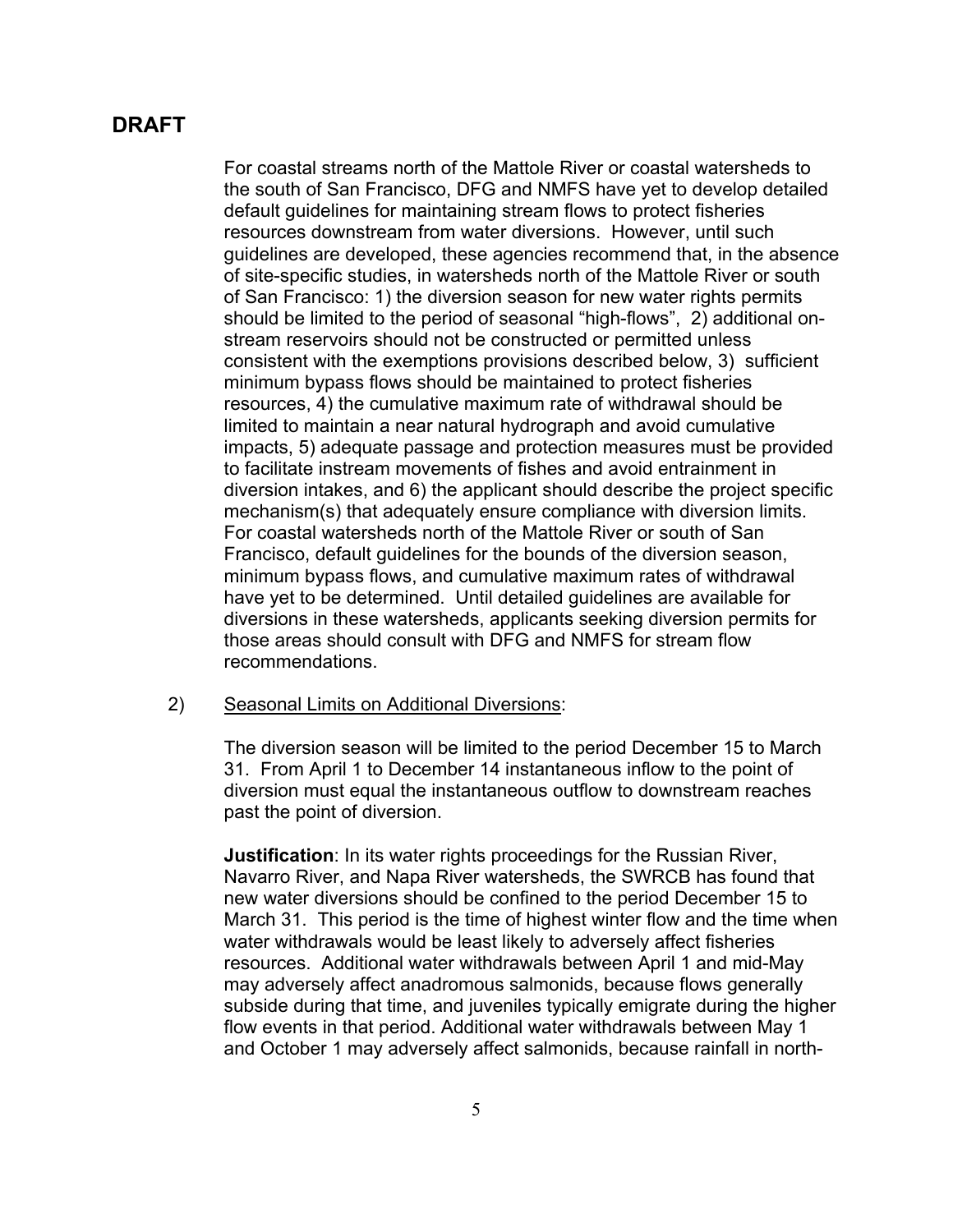**DRAFT**

For coastal streams north of the Mattole River or coastal watersheds to the south of San Francisco, DFG and NMFS have yet to develop detailed default guidelines for maintaining stream flows to protect fisheries resources downstream from water diversions. However, until such guidelines are developed, these agencies recommend that, in the absence of site-specific studies, in watersheds north of the Mattole River or south of San Francisco: 1) the diversion season for new water rights permits should be limited to the period of seasonal "high-flows", 2) additional on-stream reservoirs should not be constructed or permitted unless consistent with the exemptions provisions described below, 3) sufficient minimum bypass flows should be maintained to protect fisheries resources, 4) the cumulative maximum rate of withdrawal should be limited to maintain a near natural hydrograph and avoid cumulative impacts, 5) adequate passage and protection measures must be provided to facilitate instream movements of fishes and avoid entrainment in diversion intakes, and 6) the applicant should describe the project specific mechanism(s) that adequately ensure compliance with diversion limits. For coastal watersheds north of the Mattole River or south of San Francisco, default guidelines for the bounds of the diversion season, minimum bypass flows, and cumulative maximum rates of withdrawal have yet to be determined. Until detailed guidelines are available for diversions in these watersheds, applicants seeking diversion permits for those areas should consult with DFG and NMFS for stream flow recommendations.

2) Seasonal Limits on Additional Diversions:

The diversion season will be limited to the period December 15 to March 31. From April 1 to December 14 instantaneous inflow to the point of diversion must equal the instantaneous outflow to downstream reaches past the point of diversion.

**Justification**: In its water rights proceedings for the Russian River, Navarro River, and Napa River watersheds, the SWRCB has found that new water diversions should be confined to the period December 15 to March 31. This period is the time of highest winter flow and the time when water withdrawals would be least likely to adversely affect fisheries resources. Additional water withdrawals between April 1 and mid-May may adversely affect anadromous salmonids, because flows generally subside during that time, and juveniles typically emigrate during the higher flow events in that period. Additional water withdrawals between May 1 and October 1 may adversely affect salmonids, because rainfall in north-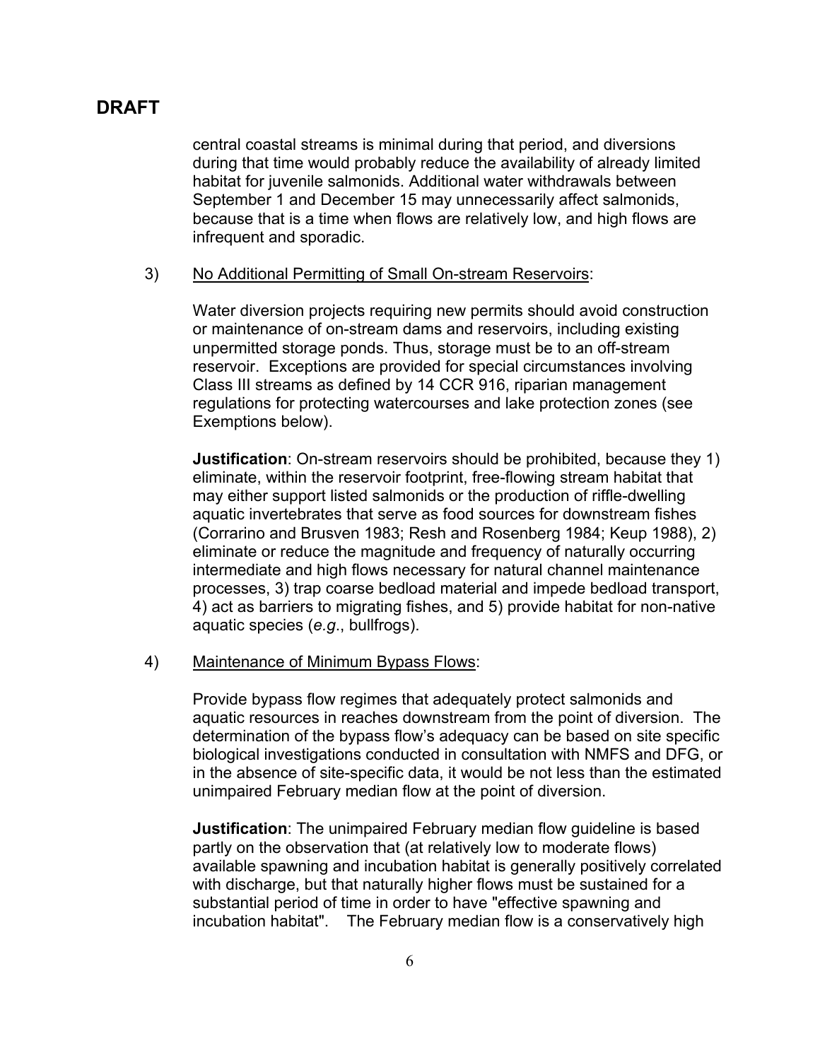**DRAFT**

central coastal streams is minimal during that period, and diversions during that time would probably reduce the availability of already limited habitat for juvenile salmonids. Additional water withdrawals between September 1 and December 15 may unnecessarily affect salmonids, because that is a time when flows are relatively low, and high flows are infrequent and sporadic.

3) No Additional Permitting of Small On-stream Reservoirs:

Water diversion projects requiring new permits should avoid construction or maintenance of on-stream dams and reservoirs, including existing unpermitted storage ponds. Thus, storage must be to an off-stream reservoir. Exceptions are provided for special circumstances involving Class III streams as defined by 14 CCR 916, riparian management regulations for protecting watercourses and lake protection zones (see Exemptions below).

**Justification**: On-stream reservoirs should be prohibited, because they 1) eliminate, within the reservoir footprint, free-flowing stream habitat that may either support listed salmonids or the production of riffle-dwelling aquatic invertebrates that serve as food sources for downstream fishes (Corrarino and Brusven 1983; Resh and Rosenberg 1984; Keup 1988), 2) eliminate or reduce the magnitude and frequency of naturally occurring intermediate and high flows necessary for natural channel maintenance processes, 3) trap coarse bedload material and impede bedload transport, 4) act as barriers to migrating fishes, and 5) provide habitat for non-native aquatic species (*e.g*., bullfrogs).

4) Maintenance of Minimum Bypass Flows:

Provide bypass flow regimes that adequately protect salmonids and aquatic resources in reaches downstream from the point of diversion. The determination of the bypass flow's adequacy can be based on site specific biological investigations conducted in consultation with NMFS and DFG, or in the absence of site-specific data, it would be not less than the estimated unimpaired February median flow at the point of diversion.

**Justification**: The unimpaired February median flow guideline is based partly on the observation that (at relatively low to moderate flows) available spawning and incubation habitat is generally positively correlated with discharge, but that naturally higher flows must be sustained for a substantial period of time in order to have "effective spawning and incubation habitat". The February median flow is a conservatively high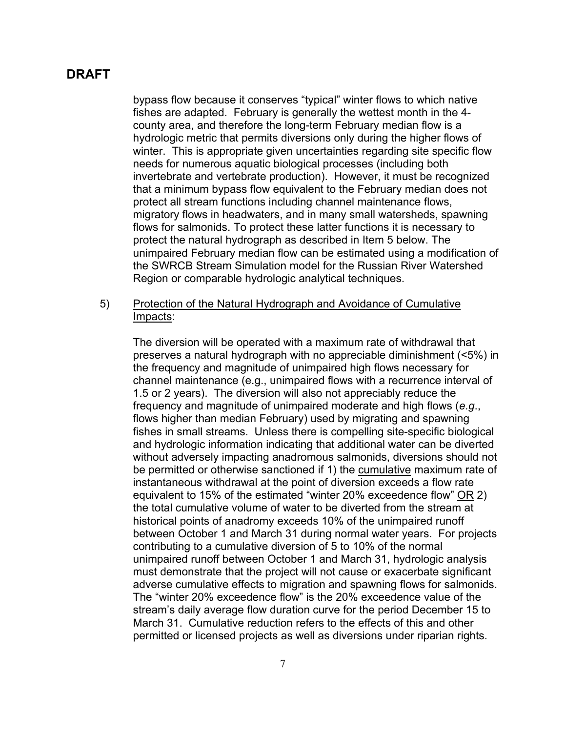**DRAFT**

bypass flow because it conserves "typical" winter flows to which native fishes are adapted. February is generally the wettest month in the 4-county area, and therefore the long-term February median flow is a hydrologic metric that permits diversions only during the higher flows of winter. This is appropriate given uncertainties regarding site specific flow needs for numerous aquatic biological processes (including both invertebrate and vertebrate production). However, it must be recognized that a minimum bypass flow equivalent to the February median does not protect all stream functions including channel maintenance flows, migratory flows in headwaters, and in many small watersheds, spawning flows for salmonids. To protect these latter functions it is necessary to protect the natural hydrograph as described in Item 5 below. The unimpaired February median flow can be estimated using a modification of the SWRCB Stream Simulation model for the Russian River Watershed Region or comparable hydrologic analytical techniques.

5) <u>Protection of the Natural Hydrograph and Avoidance of Cumulative Impacts</u>:

The diversion will be operated with a maximum rate of withdrawal that preserves a natural hydrograph with no appreciable diminishment (<5%) in the frequency and magnitude of unimpaired high flows necessary for channel maintenance (e.g., unimpaired flows with a recurrence interval of 1.5 or 2 years). The diversion will also not appreciably reduce the frequency and magnitude of unimpaired moderate and high flows (*e.g*., flows higher than median February) used by migrating and spawning fishes in small streams. Unless there is compelling site-specific biological and hydrologic information indicating that additional water can be diverted without adversely impacting anadromous salmonids, diversions should not be permitted or otherwise sanctioned if 1) the <u>cumulative</u> maximum rate of instantaneous withdrawal at the point of diversion exceeds a flow rate equivalent to 15% of the estimated "winter 20% exceedence flow" <u>OR</u> 2) the total cumulative volume of water to be diverted from the stream at historical points of anadromy exceeds 10% of the unimpaired runoff between October 1 and March 31 during normal water years. For projects contributing to a cumulative diversion of 5 to 10% of the normal unimpaired runoff between October 1 and March 31, hydrologic analysis must demonstrate that the project will not cause or exacerbate significant adverse cumulative effects to migration and spawning flows for salmonids. The "winter 20% exceedence flow" is the 20% exceedence value of the stream's daily average flow duration curve for the period December 15 to March 31. Cumulative reduction refers to the effects of this and other permitted or licensed projects as well as diversions under riparian rights.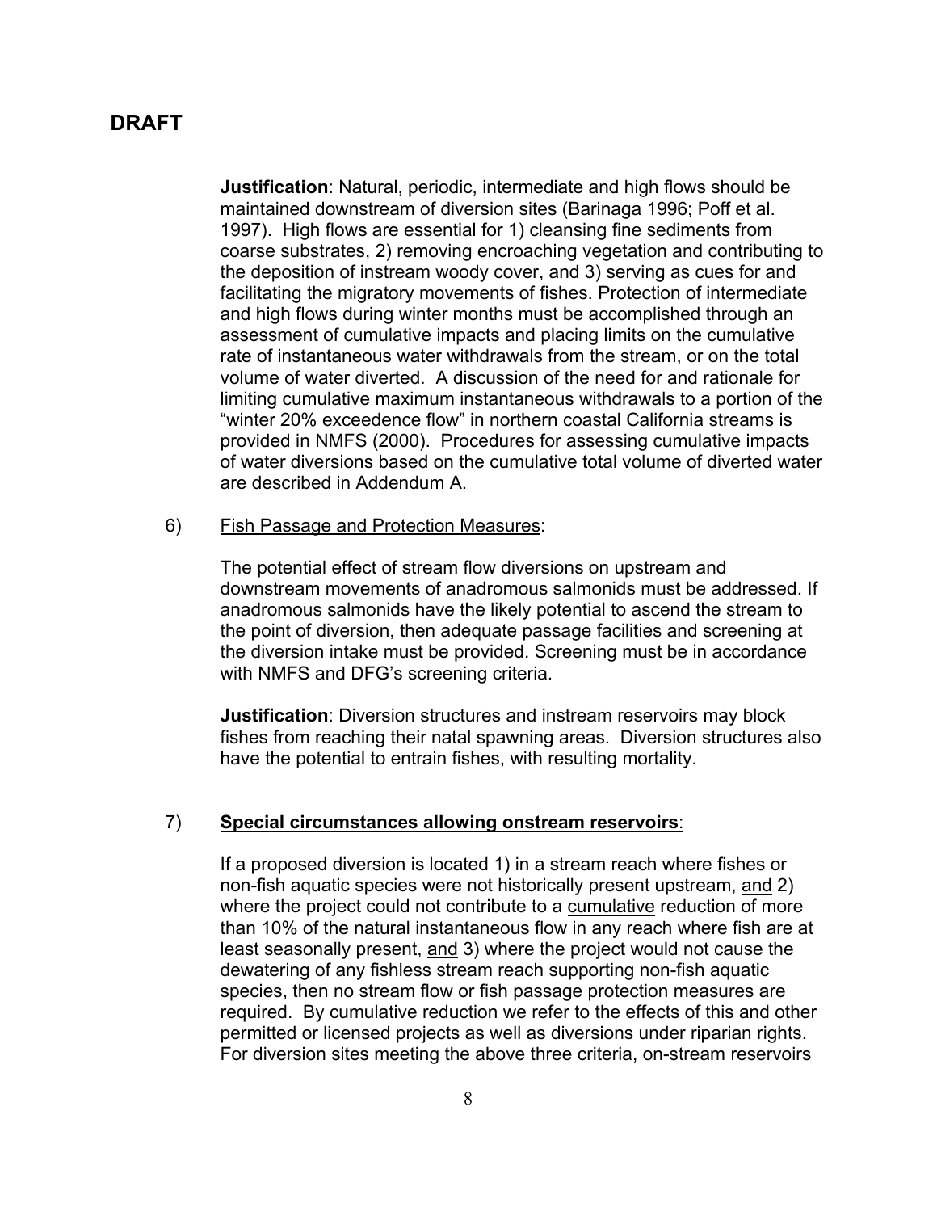DRAFT

**Justification**: Natural, periodic, intermediate and high flows should be maintained downstream of diversion sites (Barinaga 1996; Poff et al. 1997). High flows are essential for 1) cleansing fine sediments from coarse substrates, 2) removing encroaching vegetation and contributing to the deposition of instream woody cover, and 3) serving as cues for and facilitating the migratory movements of fishes. Protection of intermediate and high flows during winter months must be accomplished through an assessment of cumulative impacts and placing limits on the cumulative rate of instantaneous water withdrawals from the stream, or on the total volume of water diverted. A discussion of the need for and rationale for limiting cumulative maximum instantaneous withdrawals to a portion of the "winter 20% exceedence flow" in northern coastal California streams is provided in NMFS (2000). Procedures for assessing cumulative impacts of water diversions based on the cumulative total volume of diverted water are described in Addendum A.

6) Fish Passage and Protection Measures:

The potential effect of stream flow diversions on upstream and downstream movements of anadromous salmonids must be addressed. If anadromous salmonids have the likely potential to ascend the stream to the point of diversion, then adequate passage facilities and screening at the diversion intake must be provided. Screening must be in accordance with NMFS and DFG's screening criteria.

**Justification**: Diversion structures and instream reservoirs may block fishes from reaching their natal spawning areas. Diversion structures also have the potential to entrain fishes, with resulting mortality.

7) **Special circumstances allowing onstream reservoirs**:

If a proposed diversion is located 1) in a stream reach where fishes or non-fish aquatic species were not historically present upstream, and 2) where the project could not contribute to a cumulative reduction of more than 10% of the natural instantaneous flow in any reach where fish are at least seasonally present, and 3) where the project would not cause the dewatering of any fishless stream reach supporting non-fish aquatic species, then no stream flow or fish passage protection measures are required. By cumulative reduction we refer to the effects of this and other permitted or licensed projects as well as diversions under riparian rights. For diversion sites meeting the above three criteria, on-stream reservoirs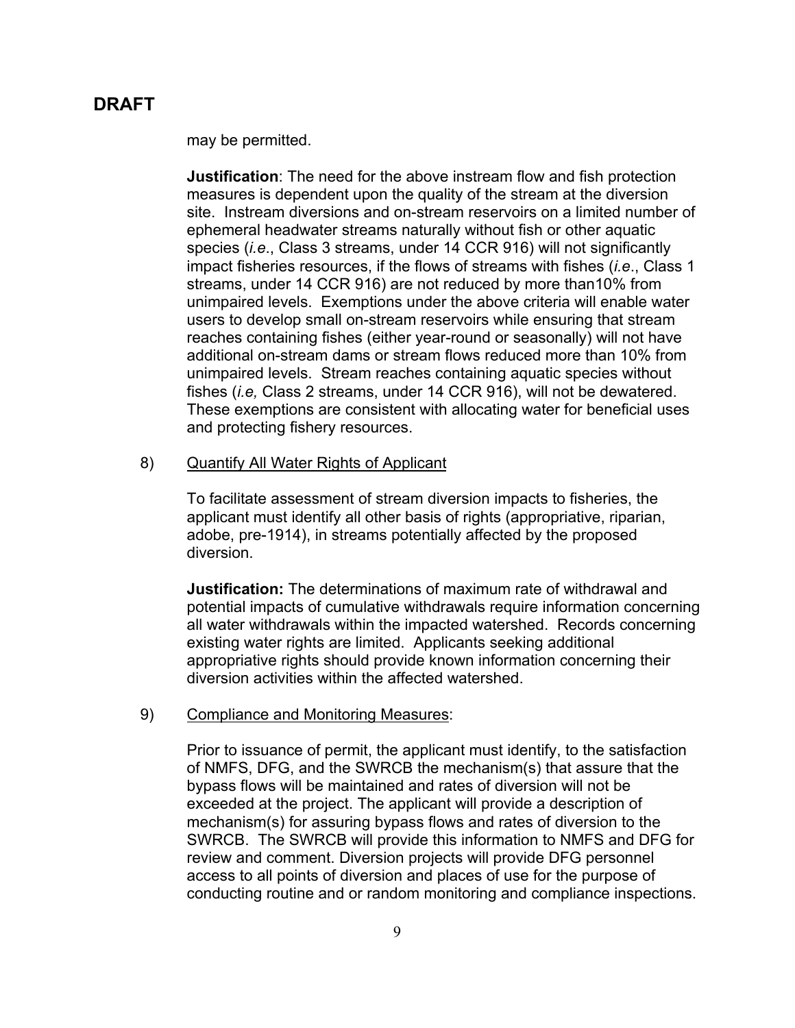**DRAFT**

may be permitted.

**Justification**: The need for the above instream flow and fish protection measures is dependent upon the quality of the stream at the diversion site. Instream diversions and on-stream reservoirs on a limited number of ephemeral headwater streams naturally without fish or other aquatic species (*i.e*., Class 3 streams, under 14 CCR 916) will not significantly impact fisheries resources, if the flows of streams with fishes (*i.e*., Class 1 streams, under 14 CCR 916) are not reduced by more than10% from unimpaired levels. Exemptions under the above criteria will enable water users to develop small on-stream reservoirs while ensuring that stream reaches containing fishes (either year-round or seasonally) will not have additional on-stream dams or stream flows reduced more than 10% from unimpaired levels. Stream reaches containing aquatic species without fishes (*i.e,* Class 2 streams, under 14 CCR 916), will not be dewatered. These exemptions are consistent with allocating water for beneficial uses and protecting fishery resources.

8) <u>Quantify All Water Rights of Applicant</u>

To facilitate assessment of stream diversion impacts to fisheries, the applicant must identify all other basis of rights (appropriative, riparian, adobe, pre-1914), in streams potentially affected by the proposed diversion.

**Justification:** The determinations of maximum rate of withdrawal and potential impacts of cumulative withdrawals require information concerning all water withdrawals within the impacted watershed. Records concerning existing water rights are limited. Applicants seeking additional appropriative rights should provide known information concerning their diversion activities within the affected watershed.

9) <u>Compliance and Monitoring Measures</u>:

Prior to issuance of permit, the applicant must identify, to the satisfaction of NMFS, DFG, and the SWRCB the mechanism(s) that assure that the bypass flows will be maintained and rates of diversion will not be exceeded at the project. The applicant will provide a description of mechanism(s) for assuring bypass flows and rates of diversion to the SWRCB. The SWRCB will provide this information to NMFS and DFG for review and comment. Diversion projects will provide DFG personnel access to all points of diversion and places of use for the purpose of conducting routine and or random monitoring and compliance inspections.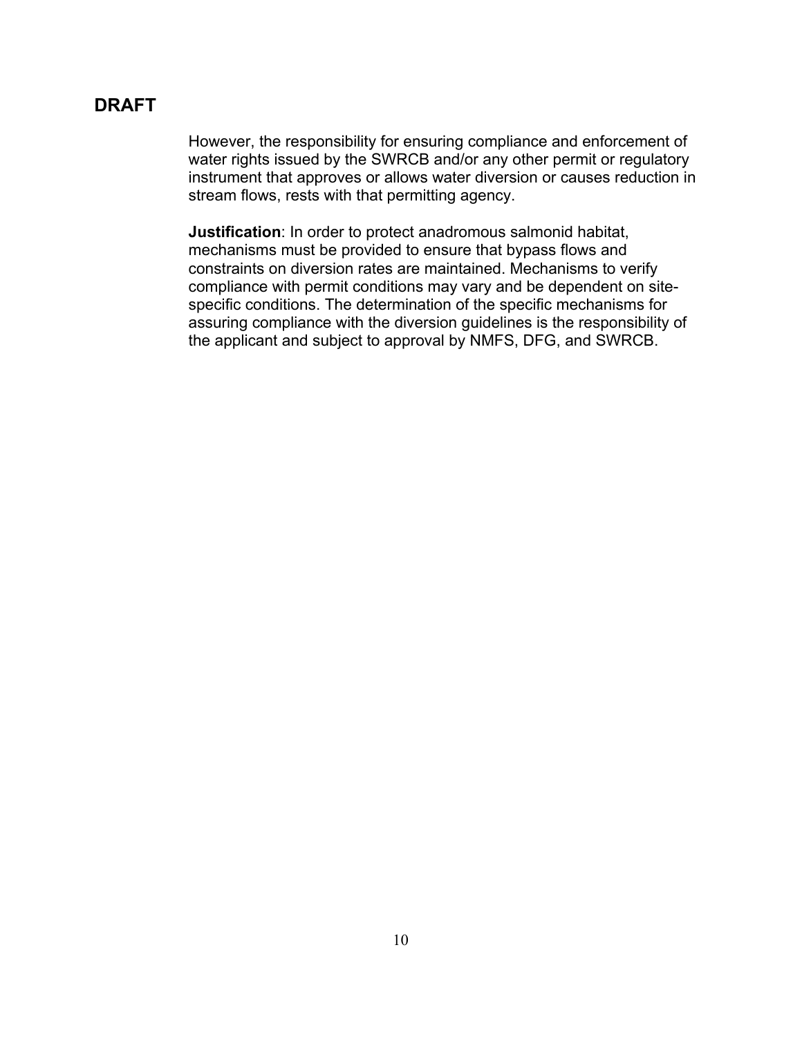DRAFT

However, the responsibility for ensuring compliance and enforcement of water rights issued by the SWRCB and/or any other permit or regulatory instrument that approves or allows water diversion or causes reduction in stream flows, rests with that permitting agency.

**Justification**: In order to protect anadromous salmonid habitat, mechanisms must be provided to ensure that bypass flows and constraints on diversion rates are maintained. Mechanisms to verify compliance with permit conditions may vary and be dependent on site-specific conditions. The determination of the specific mechanisms for assuring compliance with the diversion guidelines is the responsibility of the applicant and subject to approval by NMFS, DFG, and SWRCB.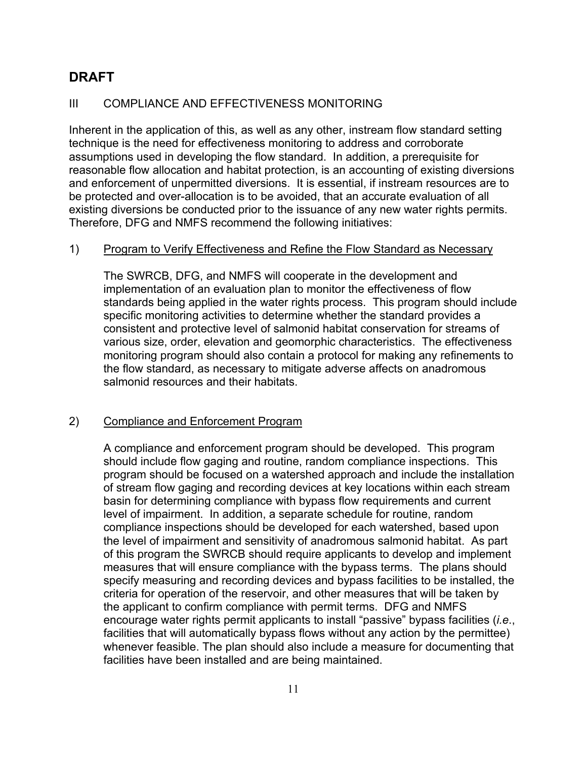# DRAFT

## III COMPLIANCE AND EFFECTIVENESS MONITORING

Inherent in the application of this, as well as any other, instream flow standard setting technique is the need for effectiveness monitoring to address and corroborate assumptions used in developing the flow standard. In addition, a prerequisite for reasonable flow allocation and habitat protection, is an accounting of existing diversions and enforcement of unpermitted diversions. It is essential, if instream resources are to be protected and over-allocation is to be avoided, that an accurate evaluation of all existing diversions be conducted prior to the issuance of any new water rights permits. Therefore, DFG and NMFS recommend the following initiatives:

1) Program to Verify Effectiveness and Refine the Flow Standard as Necessary

   The SWRCB, DFG, and NMFS will cooperate in the development and implementation of an evaluation plan to monitor the effectiveness of flow standards being applied in the water rights process. This program should include specific monitoring activities to determine whether the standard provides a consistent and protective level of salmonid habitat conservation for streams of various size, order, elevation and geomorphic characteristics. The effectiveness monitoring program should also contain a protocol for making any refinements to the flow standard, as necessary to mitigate adverse affects on anadromous salmonid resources and their habitats.

2) Compliance and Enforcement Program

   A compliance and enforcement program should be developed. This program should include flow gaging and routine, random compliance inspections. This program should be focused on a watershed approach and include the installation of stream flow gaging and recording devices at key locations within each stream basin for determining compliance with bypass flow requirements and current level of impairment. In addition, a separate schedule for routine, random compliance inspections should be developed for each watershed, based upon the level of impairment and sensitivity of anadromous salmonid habitat. As part of this program the SWRCB should require applicants to develop and implement measures that will ensure compliance with the bypass terms. The plans should specify measuring and recording devices and bypass facilities to be installed, the criteria for operation of the reservoir, and other measures that will be taken by the applicant to confirm compliance with permit terms. DFG and NMFS encourage water rights permit applicants to install "passive" bypass facilities (*i.e.*, facilities that will automatically bypass flows without any action by the permittee) whenever feasible. The plan should also include a measure for documenting that facilities have been installed and are being maintained.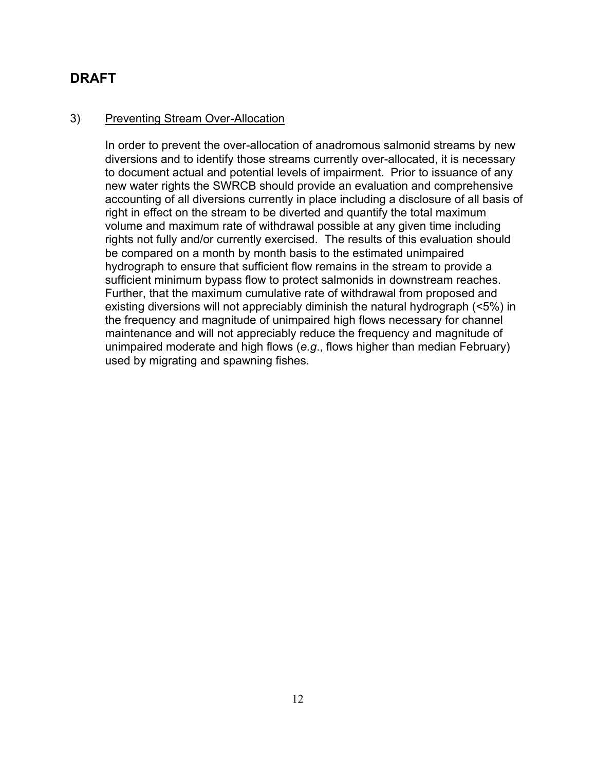# DRAFT

3) Preventing Stream Over-Allocation

In order to prevent the over-allocation of anadromous salmonid streams by new diversions and to identify those streams currently over-allocated, it is necessary to document actual and potential levels of impairment. Prior to issuance of any new water rights the SWRCB should provide an evaluation and comprehensive accounting of all diversions currently in place including a disclosure of all basis of right in effect on the stream to be diverted and quantify the total maximum volume and maximum rate of withdrawal possible at any given time including rights not fully and/or currently exercised. The results of this evaluation should be compared on a month by month basis to the estimated unimpaired hydrograph to ensure that sufficient flow remains in the stream to provide a sufficient minimum bypass flow to protect salmonids in downstream reaches. Further, that the maximum cumulative rate of withdrawal from proposed and existing diversions will not appreciably diminish the natural hydrograph (<5%) in the frequency and magnitude of unimpaired high flows necessary for channel maintenance and will not appreciably reduce the frequency and magnitude of unimpaired moderate and high flows (*e.g.*, flows higher than median February) used by migrating and spawning fishes.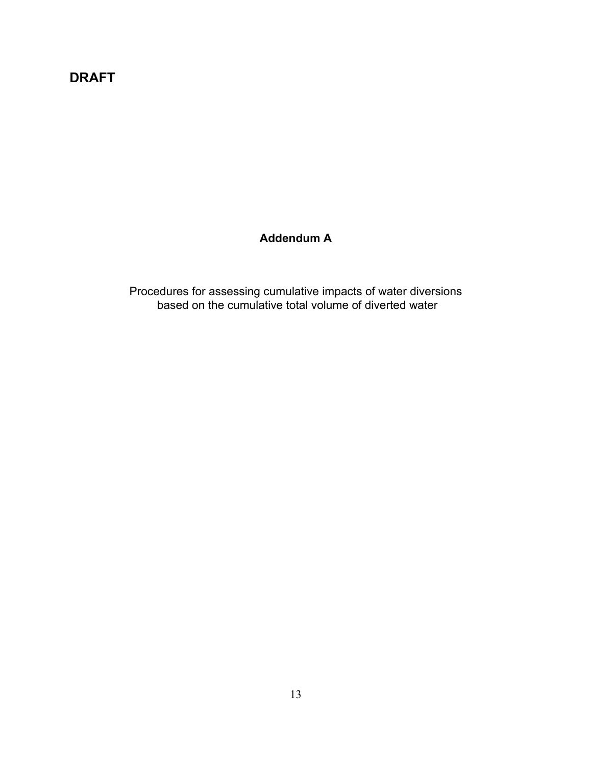**DRAFT**

# Addendum A

Procedures for assessing cumulative impacts of water diversions based on the cumulative total volume of diverted water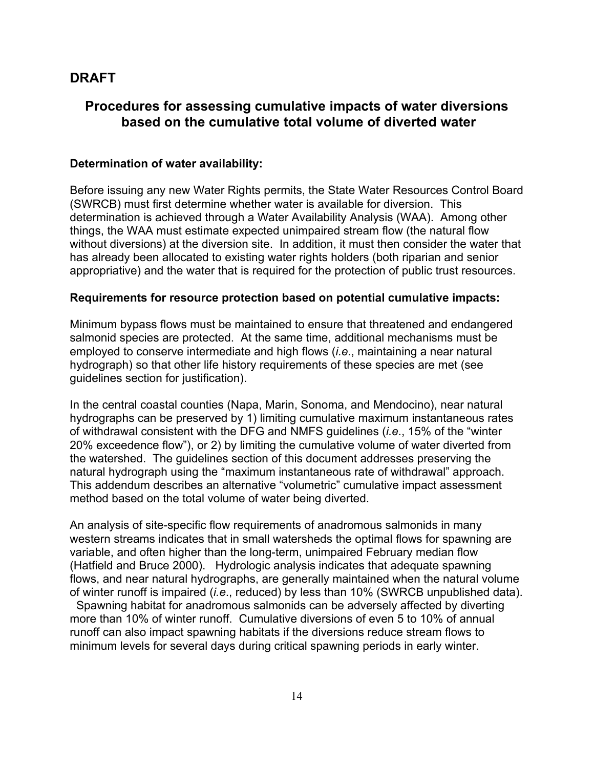**DRAFT**

## Procedures for assessing cumulative impacts of water diversions based on the cumulative total volume of diverted water

**Determination of water availability:**

Before issuing any new Water Rights permits, the State Water Resources Control Board (SWRCB) must first determine whether water is available for diversion. This determination is achieved through a Water Availability Analysis (WAA). Among other things, the WAA must estimate expected unimpaired stream flow (the natural flow without diversions) at the diversion site. In addition, it must then consider the water that has already been allocated to existing water rights holders (both riparian and senior appropriative) and the water that is required for the protection of public trust resources.

**Requirements for resource protection based on potential cumulative impacts:**

Minimum bypass flows must be maintained to ensure that threatened and endangered salmonid species are protected. At the same time, additional mechanisms must be employed to conserve intermediate and high flows (*i.e*., maintaining a near natural hydrograph) so that other life history requirements of these species are met (see guidelines section for justification).

In the central coastal counties (Napa, Marin, Sonoma, and Mendocino), near natural hydrographs can be preserved by 1) limiting cumulative maximum instantaneous rates of withdrawal consistent with the DFG and NMFS guidelines (*i.e*., 15% of the "winter 20% exceedence flow"), or 2) by limiting the cumulative volume of water diverted from the watershed. The guidelines section of this document addresses preserving the natural hydrograph using the "maximum instantaneous rate of withdrawal" approach. This addendum describes an alternative "volumetric" cumulative impact assessment method based on the total volume of water being diverted.

An analysis of site-specific flow requirements of anadromous salmonids in many western streams indicates that in small watersheds the optimal flows for spawning are variable, and often higher than the long-term, unimpaired February median flow (Hatfield and Bruce 2000). Hydrologic analysis indicates that adequate spawning flows, and near natural hydrographs, are generally maintained when the natural volume of winter runoff is impaired (*i.e*., reduced) by less than 10% (SWRCB unpublished data). Spawning habitat for anadromous salmonids can be adversely affected by diverting more than 10% of winter runoff. Cumulative diversions of even 5 to 10% of annual runoff can also impact spawning habitats if the diversions reduce stream flows to minimum levels for several days during critical spawning periods in early winter.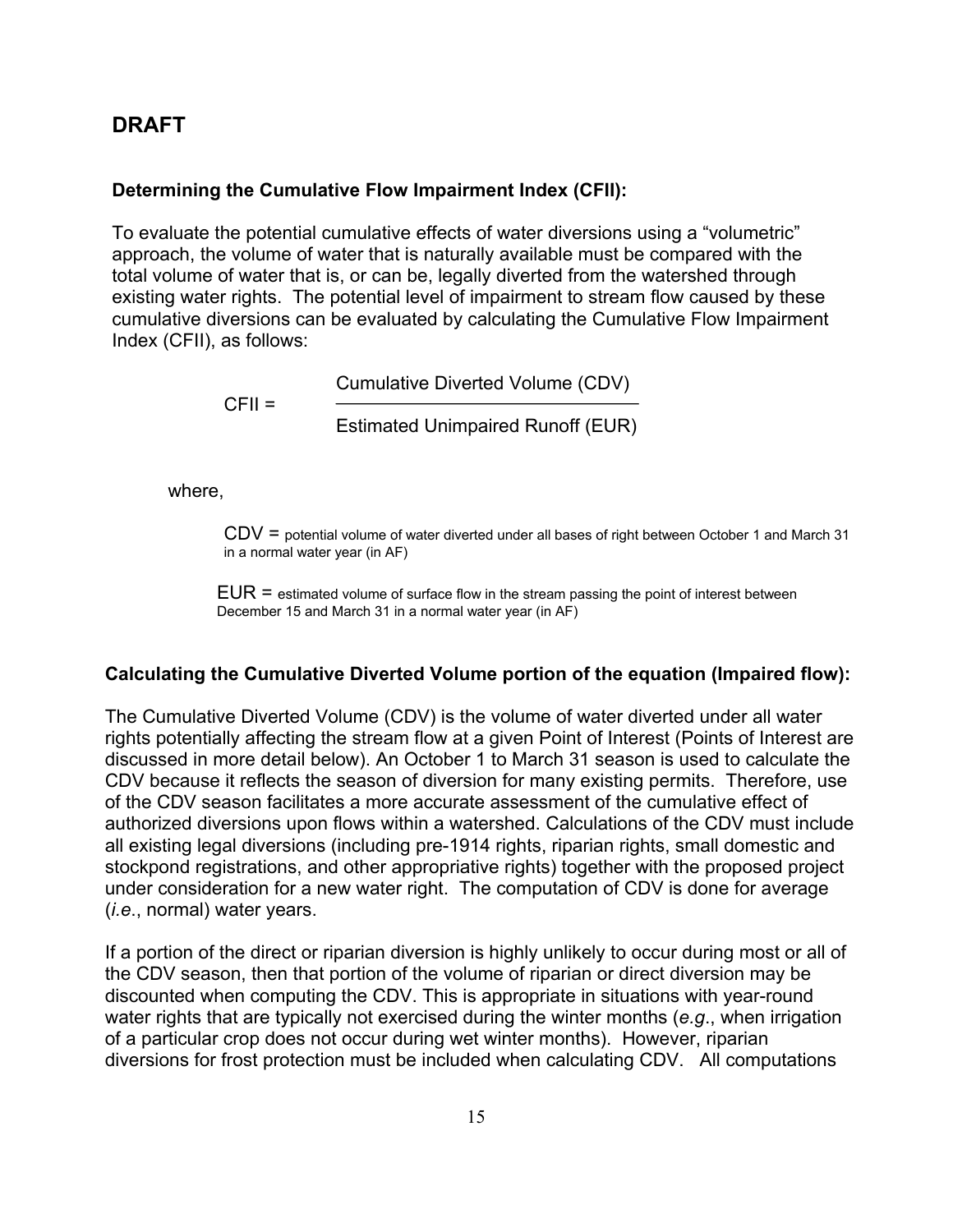## DRAFT

### Determining the Cumulative Flow Impairment Index (CFII):

To evaluate the potential cumulative effects of water diversions using a "volumetric" approach, the volume of water that is naturally available must be compared with the total volume of water that is, or can be, legally diverted from the watershed through existing water rights. The potential level of impairment to stream flow caused by these cumulative diversions can be evaluated by calculating the Cumulative Flow Impairment Index (CFII), as follows:

$$\text{CFII} = \frac{\text{Cumulative Diverted Volume (CDV)}}{\text{Estimated Unimpaired Runoff (EUR)}}$$

where,

CDV = potential volume of water diverted under all bases of right between October 1 and March 31 in a normal water year (in AF)

EUR = estimated volume of surface flow in the stream passing the point of interest between December 15 and March 31 in a normal water year (in AF)

### Calculating the Cumulative Diverted Volume portion of the equation (Impaired flow):

The Cumulative Diverted Volume (CDV) is the volume of water diverted under all water rights potentially affecting the stream flow at a given Point of Interest (Points of Interest are discussed in more detail below). An October 1 to March 31 season is used to calculate the CDV because it reflects the season of diversion for many existing permits. Therefore, use of the CDV season facilitates a more accurate assessment of the cumulative effect of authorized diversions upon flows within a watershed. Calculations of the CDV must include all existing legal diversions (including pre-1914 rights, riparian rights, small domestic and stockpond registrations, and other appropriative rights) together with the proposed project under consideration for a new water right. The computation of CDV is done for average (*i.e.*, normal) water years.

If a portion of the direct or riparian diversion is highly unlikely to occur during most or all of the CDV season, then that portion of the volume of riparian or direct diversion may be discounted when computing the CDV. This is appropriate in situations with year-round water rights that are typically not exercised during the winter months (*e.g.*, when irrigation of a particular crop does not occur during wet winter months). However, riparian diversions for frost protection must be included when calculating CDV. All computations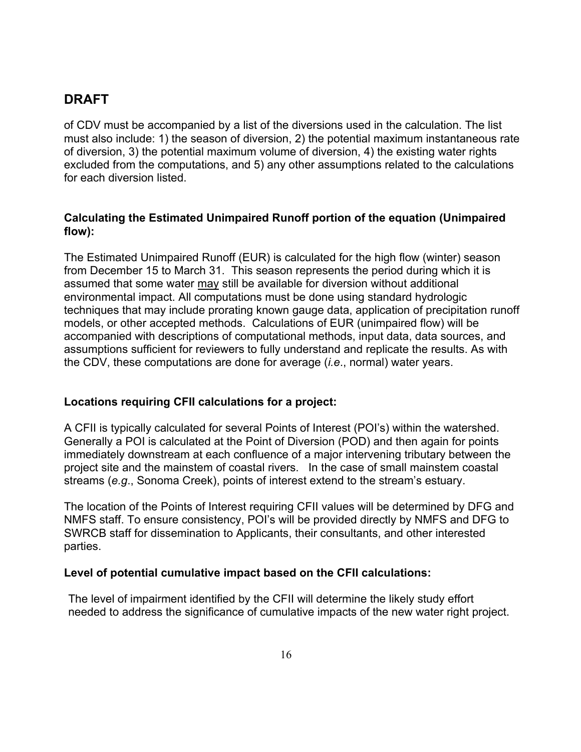# DRAFT

of CDV must be accompanied by a list of the diversions used in the calculation. The list must also include: 1) the season of diversion, 2) the potential maximum instantaneous rate of diversion, 3) the potential maximum volume of diversion, 4) the existing water rights excluded from the computations, and 5) any other assumptions related to the calculations for each diversion listed.

**Calculating the Estimated Unimpaired Runoff portion of the equation (Unimpaired flow):**

The Estimated Unimpaired Runoff (EUR) is calculated for the high flow (winter) season from December 15 to March 31. This season represents the period during which it is assumed that some water may still be available for diversion without additional environmental impact. All computations must be done using standard hydrologic techniques that may include prorating known gauge data, application of precipitation runoff models, or other accepted methods. Calculations of EUR (unimpaired flow) will be accompanied with descriptions of computational methods, input data, data sources, and assumptions sufficient for reviewers to fully understand and replicate the results. As with the CDV, these computations are done for average (*i.e*., normal) water years.

**Locations requiring CFII calculations for a project:**

A CFII is typically calculated for several Points of Interest (POI's) within the watershed. Generally a POI is calculated at the Point of Diversion (POD) and then again for points immediately downstream at each confluence of a major intervening tributary between the project site and the mainstem of coastal rivers. In the case of small mainstem coastal streams (*e.g*., Sonoma Creek), points of interest extend to the stream's estuary.

The location of the Points of Interest requiring CFII values will be determined by DFG and NMFS staff. To ensure consistency, POI's will be provided directly by NMFS and DFG to SWRCB staff for dissemination to Applicants, their consultants, and other interested parties.

**Level of potential cumulative impact based on the CFII calculations:**

The level of impairment identified by the CFII will determine the likely study effort needed to address the significance of cumulative impacts of the new water right project.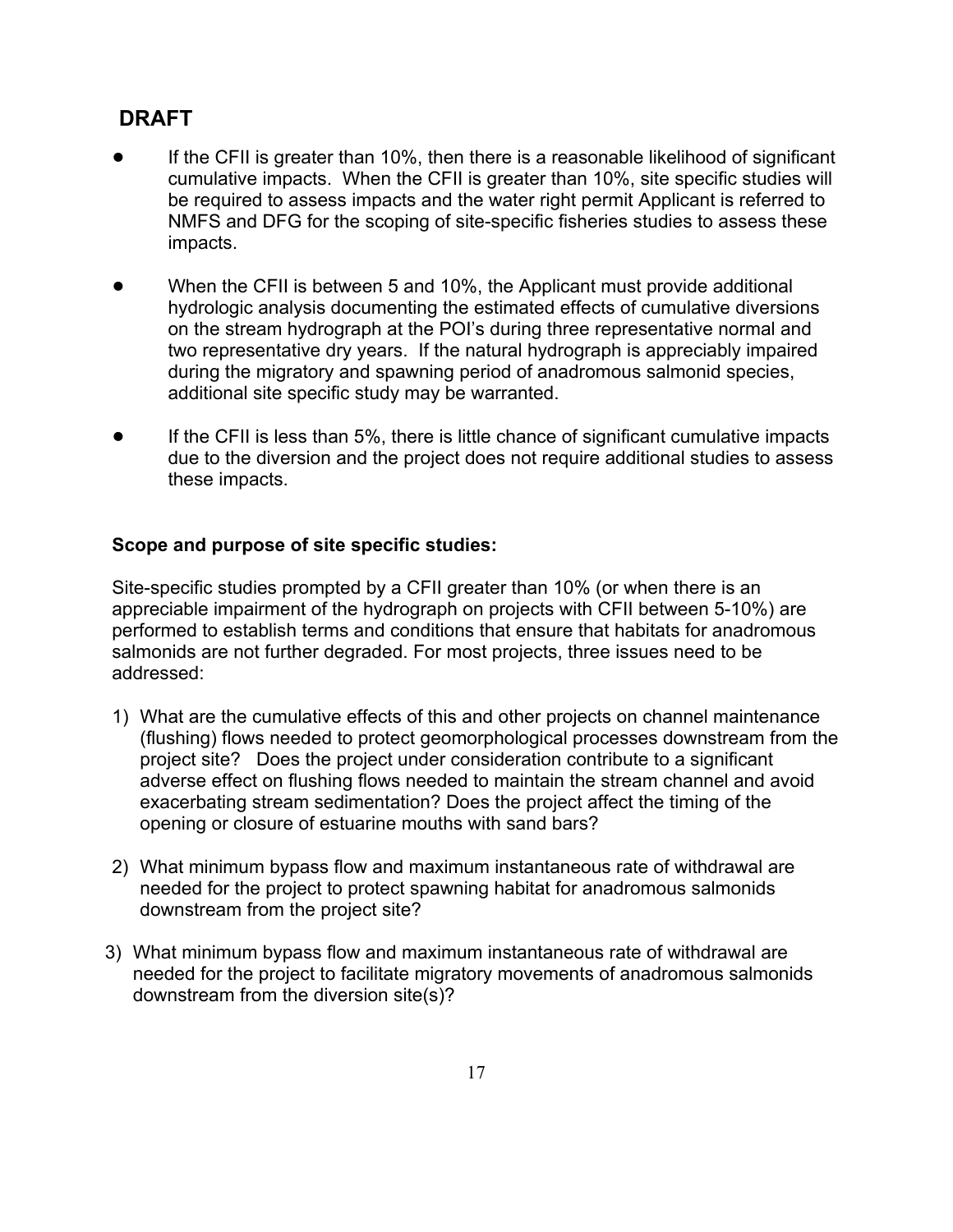**DRAFT**

- If the CFII is greater than 10%, then there is a reasonable likelihood of significant cumulative impacts. When the CFII is greater than 10%, site specific studies will be required to assess impacts and the water right permit Applicant is referred to NMFS and DFG for the scoping of site-specific fisheries studies to assess these impacts.

- When the CFII is between 5 and 10%, the Applicant must provide additional hydrologic analysis documenting the estimated effects of cumulative diversions on the stream hydrograph at the POI's during three representative normal and two representative dry years. If the natural hydrograph is appreciably impaired during the migratory and spawning period of anadromous salmonid species, additional site specific study may be warranted.

- If the CFII is less than 5%, there is little chance of significant cumulative impacts due to the diversion and the project does not require additional studies to assess these impacts.

**Scope and purpose of site specific studies:**

Site-specific studies prompted by a CFII greater than 10% (or when there is an appreciable impairment of the hydrograph on projects with CFII between 5-10%) are performed to establish terms and conditions that ensure that habitats for anadromous salmonids are not further degraded. For most projects, three issues need to be addressed:

1) What are the cumulative effects of this and other projects on channel maintenance (flushing) flows needed to protect geomorphological processes downstream from the project site? Does the project under consideration contribute to a significant adverse effect on flushing flows needed to maintain the stream channel and avoid exacerbating stream sedimentation? Does the project affect the timing of the opening or closure of estuarine mouths with sand bars?

2) What minimum bypass flow and maximum instantaneous rate of withdrawal are needed for the project to protect spawning habitat for anadromous salmonids downstream from the project site?

3) What minimum bypass flow and maximum instantaneous rate of withdrawal are needed for the project to facilitate migratory movements of anadromous salmonids downstream from the diversion site(s)?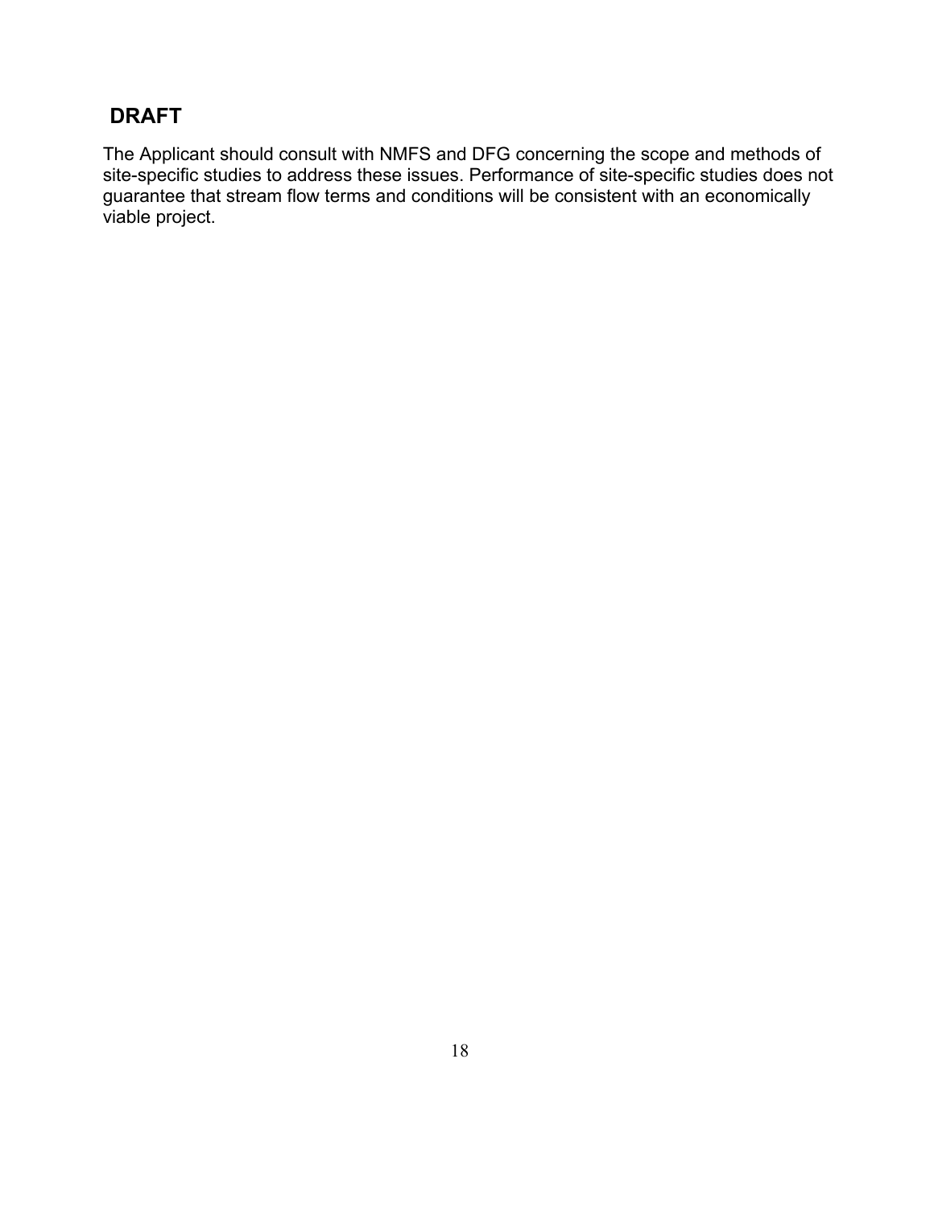**DRAFT**

The Applicant should consult with NMFS and DFG concerning the scope and methods of site-specific studies to address these issues. Performance of site-specific studies does not guarantee that stream flow terms and conditions will be consistent with an economically viable project.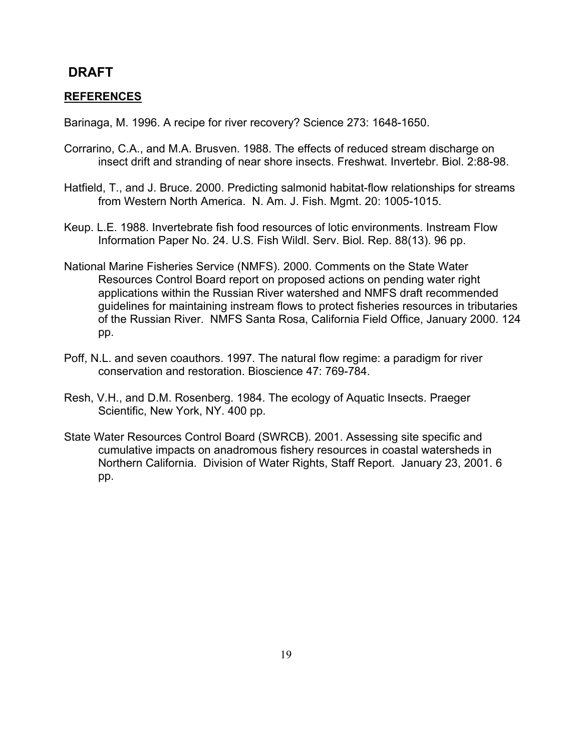**DRAFT**

## REFERENCES

Barinaga, M. 1996. A recipe for river recovery? Science 273: 1648-1650.

Corrarino, C.A., and M.A. Brusven. 1988. The effects of reduced stream discharge on insect drift and stranding of near shore insects. Freshwat. Invertebr. Biol. 2:88-98.

Hatfield, T., and J. Bruce. 2000. Predicting salmonid habitat-flow relationships for streams from Western North America. N. Am. J. Fish. Mgmt. 20: 1005-1015.

Keup. L.E. 1988. Invertebrate fish food resources of lotic environments. Instream Flow Information Paper No. 24. U.S. Fish Wildl. Serv. Biol. Rep. 88(13). 96 pp.

National Marine Fisheries Service (NMFS). 2000. Comments on the State Water Resources Control Board report on proposed actions on pending water right applications within the Russian River watershed and NMFS draft recommended guidelines for maintaining instream flows to protect fisheries resources in tributaries of the Russian River. NMFS Santa Rosa, California Field Office, January 2000. 124 pp.

Poff, N.L. and seven coauthors. 1997. The natural flow regime: a paradigm for river conservation and restoration. Bioscience 47: 769-784.

Resh, V.H., and D.M. Rosenberg. 1984. The ecology of Aquatic Insects. Praeger Scientific, New York, NY. 400 pp.

State Water Resources Control Board (SWRCB). 2001. Assessing site specific and cumulative impacts on anadromous fishery resources in coastal watersheds in Northern California. Division of Water Rights, Staff Report. January 23, 2001. 6 pp.